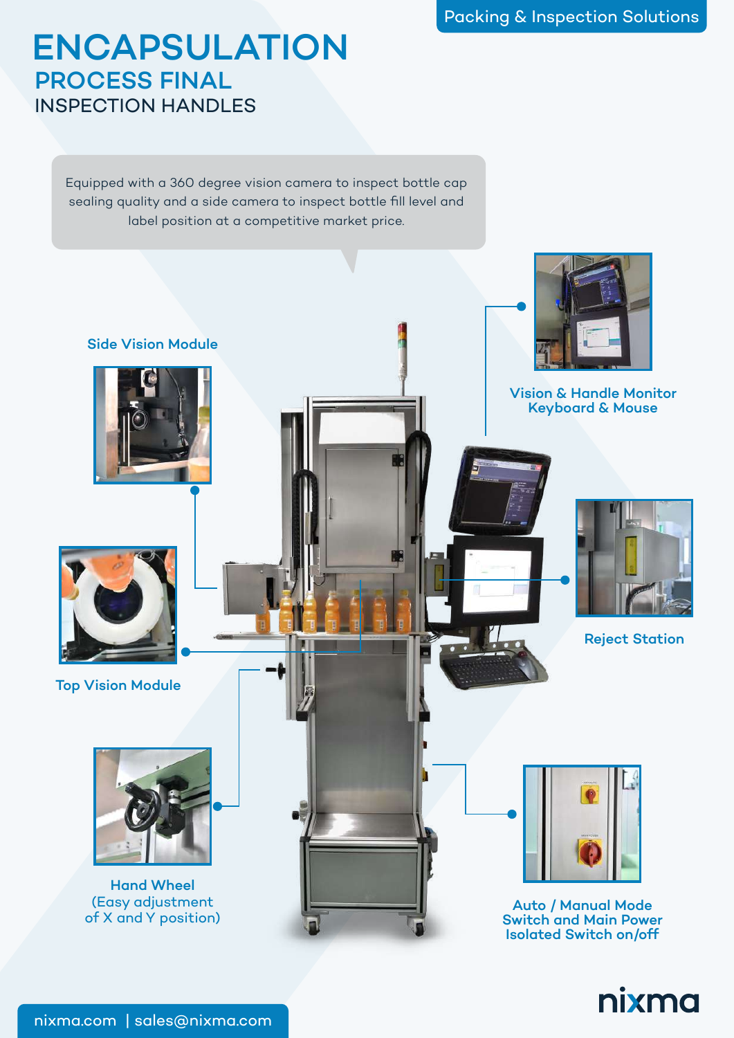Packing & Inspection Solutions

# ENCAPSULATION

## PROCESS FINAL

### INSPECTION HANDLES

Equipped with a 360 degree vision camera to inspect bottle cap sealing quality and a side camera to inspect bottle fill level and label position at a competitive market price.

**Side Vision Module**

**Vision & Handle Monitor Keyboard & Mouse**

**Reject Station**

**Top Vision Module**

**Hand Wheel (Easy adjustment of X and Y position)**

**Auto / Manual Mode Switch and Main Power Isolated Switch on/off**

nixma.com | sales@nixma.com

nixma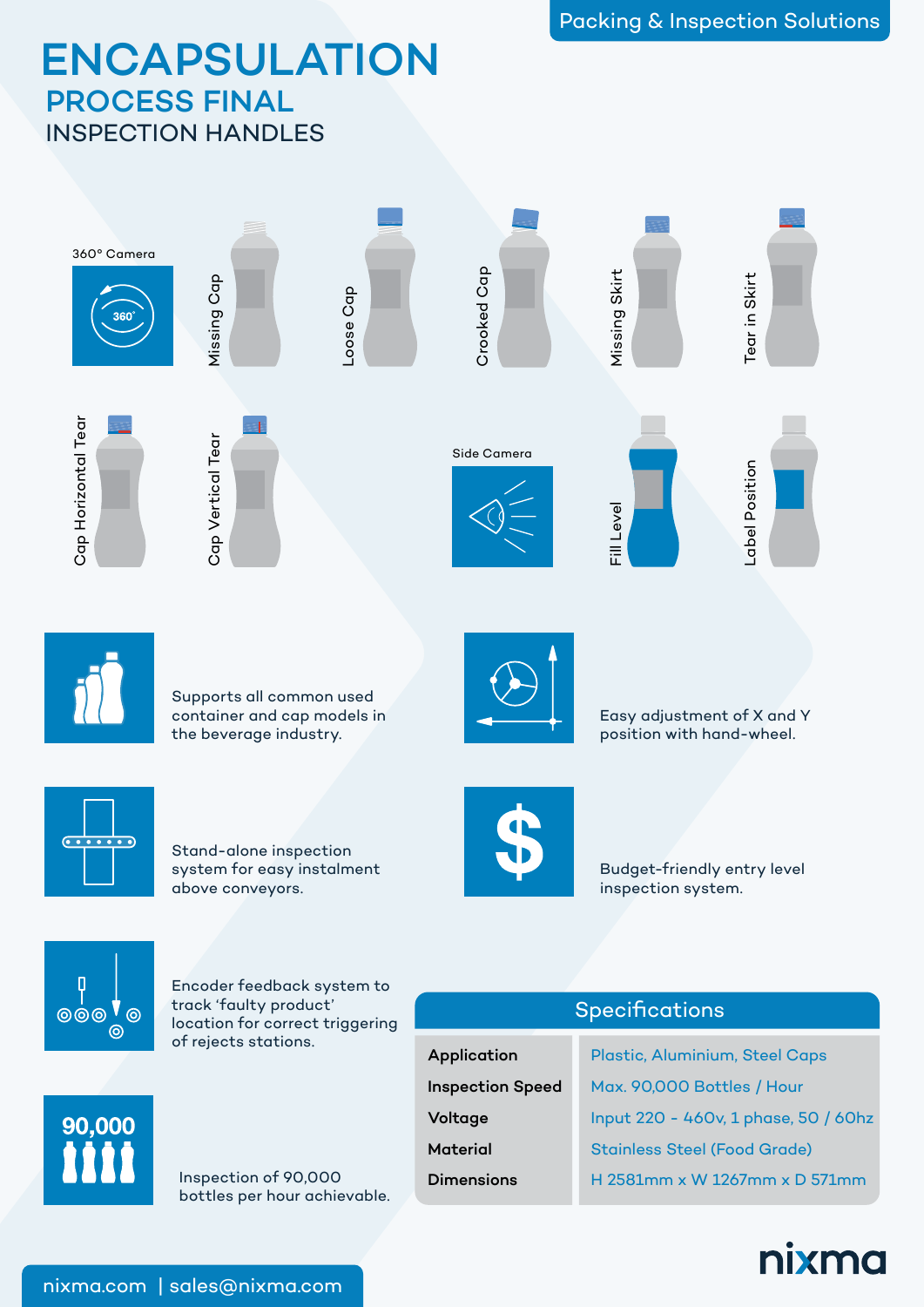Packing & Inspection Solutions

# ENCAPSULATION

## PROCESS FINAL

### INSPECTION HANDLES

360° Camera

Missing Cap

Loose Cap

Crooked Cap

Missing Skirt

Tear in Skirt

Cap Horizontal Tear

Cap Vertical Tear

Side Camera

Fill Level

Label Position

Supports all common used container and cap models in the beverage industry.

Easy adjustment of X and Y position with hand-wheel.

Stand-alone inspection system for easy instalment above conveyors.

Budget-friendly entry level inspection system.

Encoder feedback system to track 'faulty product' location for correct triggering of rejects stations.

90,000

Inspection of 90,000 bottles per hour achievable.

## Specifications

| | |
|---|---|
| **Application** | Plastic, Aluminium, Steel Caps |
| **Inspection Speed** | Max. 90,000 Bottles / Hour |
| **Voltage** | Input 220 - 460v, 1 phase, 50 / 60hz |
| **Material** | Stainless Steel (Food Grade) |
| **Dimensions** | H 2581mm x W 1267mm x D 571mm |

nixma.com | sales@nixma.com

nixma